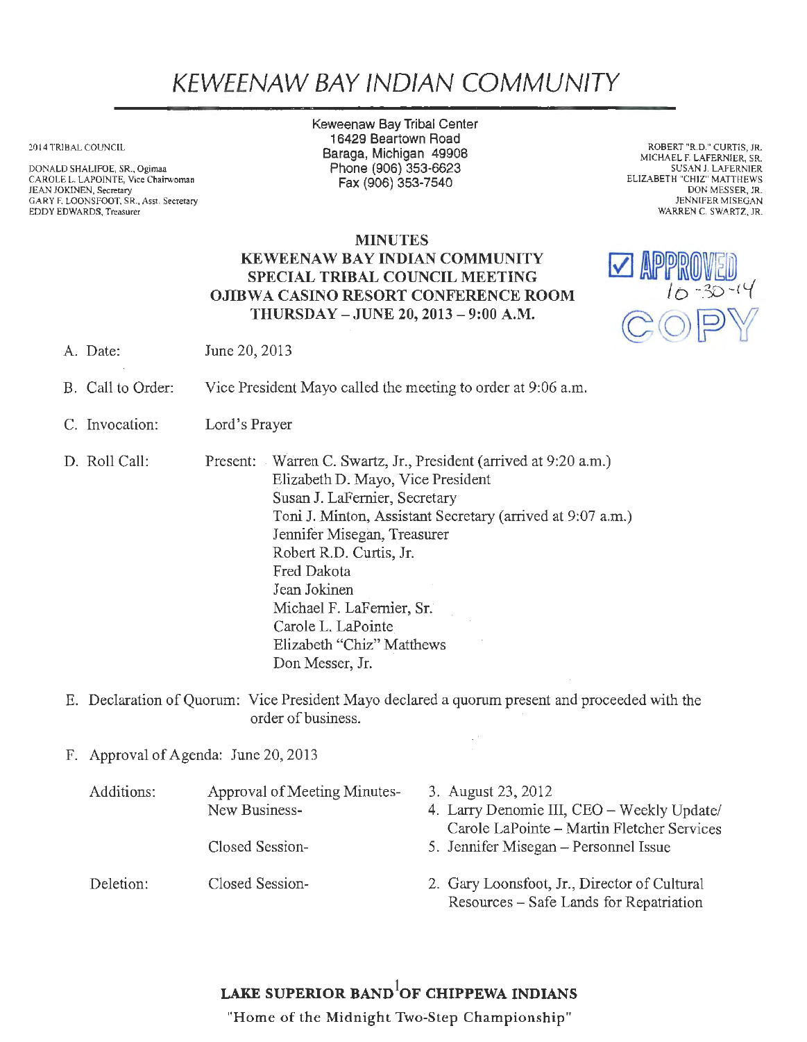# KEWEENAW BAY INDIAN COMMUNITY

2014 TRIBAL COUNCIL

DONALD SHALIFOE, SR., Ogimaa
CAROLE L. LAPOINTE, Vice Chairwoman
JEAN JOKINEN, Secretary
GARY F. LOONSFOOT, SR., Asst. Secretary
EDDY EDWARDS, Treasurer

Keweenaw Bay Tribal Center
16429 Beartown Road
Baraga, Michigan 49908
Phone (906) 353-6623
Fax (906) 353-7540

ROBERT "R.D." CURTIS, JR.
MICHAEL F. LAFERNIER, SR.
SUSAN J. LAFERNIER
ELIZABETH "CHIZ" MATTHEWS
DON MESSER, JR.
JENNIFER MISEGAN
WARREN C. SWARTZ, JR.

**MINUTES**
**KEWEENAW BAY INDIAN COMMUNITY**
**SPECIAL TRIBAL COUNCIL MEETING**
**OJIBWA CASINO RESORT CONFERENCE ROOM**
**THURSDAY – JUNE 20, 2013 – 9:00 A.M.**

☑ APPROVED 10-30-14
COPY

A. Date: June 20, 2013

B. Call to Order: Vice President Mayo called the meeting to order at 9:06 a.m.

C. Invocation: Lord's Prayer

D. Roll Call: Present:
- Warren C. Swartz, Jr., President (arrived at 9:20 a.m.)
- Elizabeth D. Mayo, Vice President
- Susan J. LaFernier, Secretary
- Toni J. Minton, Assistant Secretary (arrived at 9:07 a.m.)
- Jennifer Misegan, Treasurer
- Robert R.D. Curtis, Jr.
- Fred Dakota
- Jean Jokinen
- Michael F. LaFernier, Sr.
- Carole L. LaPointe
- Elizabeth "Chiz" Matthews
- Don Messer, Jr.

E. Declaration of Quorum: Vice President Mayo declared a quorum present and proceeded with the order of business.

F. Approval of Agenda: June 20, 2013

| | | |
|---|---|---|
| Additions: | Approval of Meeting Minutes- | 3. August 23, 2012 |
| | New Business- | 4. Larry Denomie III, CEO – Weekly Update/ Carole LaPointe – Martin Fletcher Services |
| | Closed Session- | 5. Jennifer Misegan – Personnel Issue |
| Deletion: | Closed Session- | 2. Gary Loonsfoot, Jr., Director of Cultural Resources – Safe Lands for Repatriation |

**LAKE SUPERIOR BAND OF CHIPPEWA INDIANS**
"Home of the Midnight Two-Step Championship"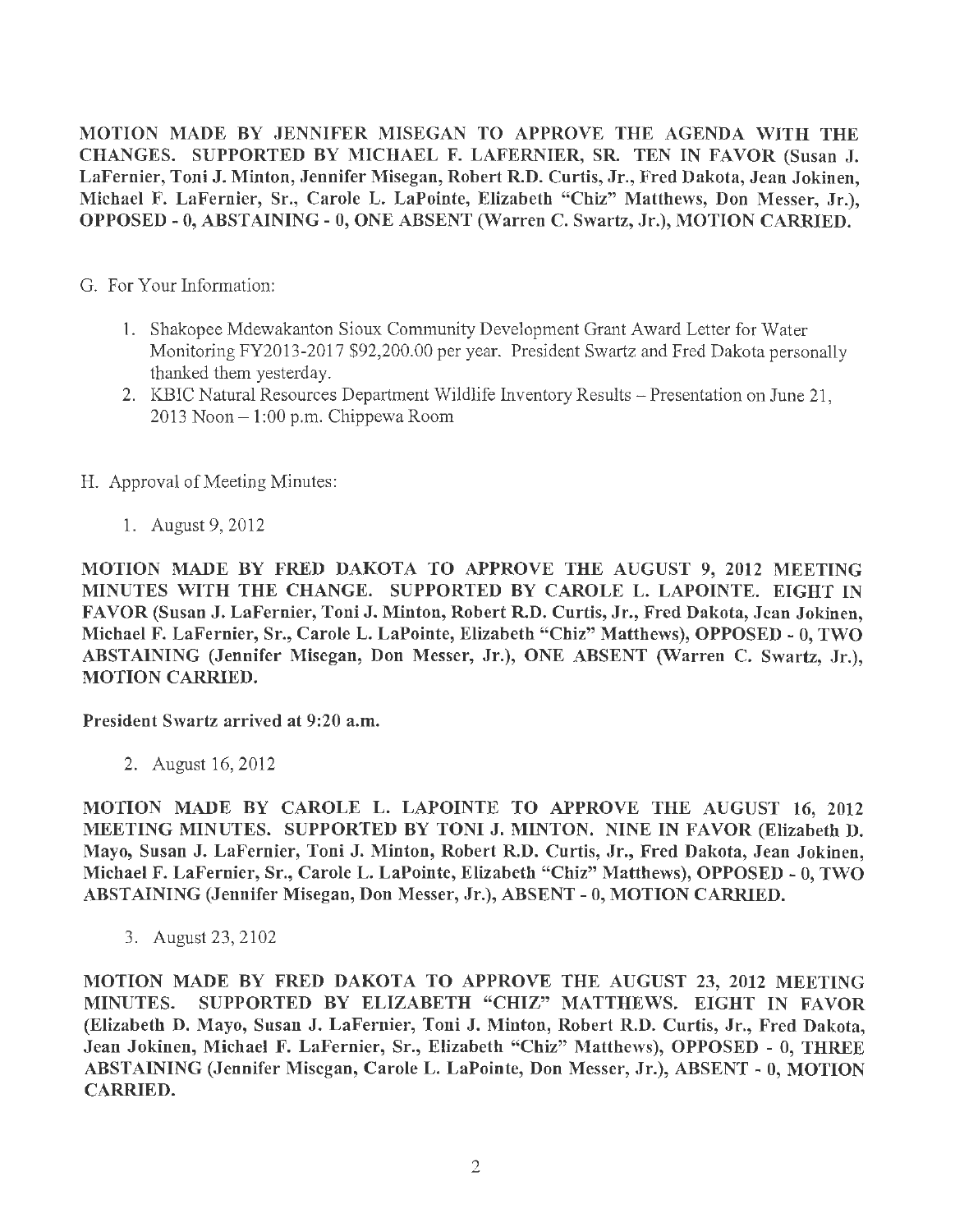**MOTION MADE BY JENNIFER MISEGAN TO APPROVE THE AGENDA WITH THE CHANGES. SUPPORTED BY MICHAEL F. LAFERNIER, SR. TEN IN FAVOR (Susan J. LaFernier, Toni J. Minton, Jennifer Misegan, Robert R.D. Curtis, Jr., Fred Dakota, Jean Jokinen, Michael F. LaFernier, Sr., Carole L. LaPointe, Elizabeth "Chiz" Matthews, Don Messer, Jr.), OPPOSED - 0, ABSTAINING - 0, ONE ABSENT (Warren C. Swartz, Jr.), MOTION CARRIED.**

G. For Your Information:

1. Shakopee Mdewakanton Sioux Community Development Grant Award Letter for Water Monitoring FY2013-2017 $92,200.00 per year. President Swartz and Fred Dakota personally thanked them yesterday.
2. KBIC Natural Resources Department Wildlife Inventory Results – Presentation on June 21, 2013 Noon – 1:00 p.m. Chippewa Room

H. Approval of Meeting Minutes:

1. August 9, 2012

**MOTION MADE BY FRED DAKOTA TO APPROVE THE AUGUST 9, 2012 MEETING MINUTES WITH THE CHANGE. SUPPORTED BY CAROLE L. LAPOINTE. EIGHT IN FAVOR (Susan J. LaFernier, Toni J. Minton, Robert R.D. Curtis, Jr., Fred Dakota, Jean Jokinen, Michael F. LaFernier, Sr., Carole L. LaPointe, Elizabeth "Chiz" Matthews), OPPOSED - 0, TWO ABSTAINING (Jennifer Misegan, Don Messer, Jr.), ONE ABSENT (Warren C. Swartz, Jr.), MOTION CARRIED.**

**President Swartz arrived at 9:20 a.m.**

2. August 16, 2012

**MOTION MADE BY CAROLE L. LAPOINTE TO APPROVE THE AUGUST 16, 2012 MEETING MINUTES. SUPPORTED BY TONI J. MINTON. NINE IN FAVOR (Elizabeth D. Mayo, Susan J. LaFernier, Toni J. Minton, Robert R.D. Curtis, Jr., Fred Dakota, Jean Jokinen, Michael F. LaFernier, Sr., Carole L. LaPointe, Elizabeth "Chiz" Matthews), OPPOSED - 0, TWO ABSTAINING (Jennifer Misegan, Don Messer, Jr.), ABSENT - 0, MOTION CARRIED.**

3. August 23, 2102

**MOTION MADE BY FRED DAKOTA TO APPROVE THE AUGUST 23, 2012 MEETING MINUTES. SUPPORTED BY ELIZABETH "CHIZ" MATTHEWS. EIGHT IN FAVOR (Elizabeth D. Mayo, Susan J. LaFernier, Toni J. Minton, Robert R.D. Curtis, Jr., Fred Dakota, Jean Jokinen, Michael F. LaFernier, Sr., Elizabeth "Chiz" Matthews), OPPOSED - 0, THREE ABSTAINING (Jennifer Misegan, Carole L. LaPointe, Don Messer, Jr.), ABSENT - 0, MOTION CARRIED.**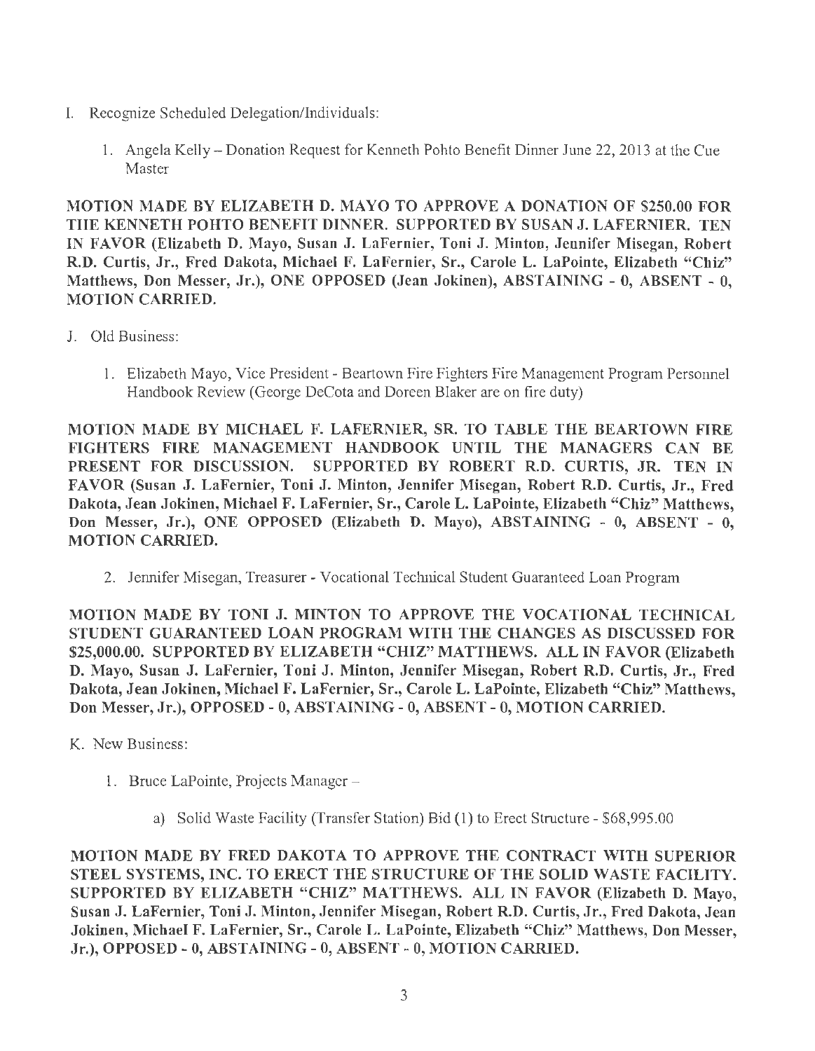I. Recognize Scheduled Delegation/Individuals:

   1. Angela Kelly – Donation Request for Kenneth Pohto Benefit Dinner June 22, 2013 at the Cue Master

**MOTION MADE BY ELIZABETH D. MAYO TO APPROVE A DONATION OF $250.00 FOR THE KENNETH POHTO BENEFIT DINNER. SUPPORTED BY SUSAN J. LAFERNIER. TEN IN FAVOR (Elizabeth D. Mayo, Susan J. LaFernier, Toni J. Minton, Jennifer Misegan, Robert R.D. Curtis, Jr., Fred Dakota, Michael F. LaFernier, Sr., Carole L. LaPointe, Elizabeth "Chiz" Matthews, Don Messer, Jr.), ONE OPPOSED (Jean Jokinen), ABSTAINING - 0, ABSENT - 0, MOTION CARRIED.**

J. Old Business:

   1. Elizabeth Mayo, Vice President - Beartown Fire Fighters Fire Management Program Personnel Handbook Review (George DeCota and Doreen Blaker are on fire duty)

**MOTION MADE BY MICHAEL F. LAFERNIER, SR. TO TABLE THE BEARTOWN FIRE FIGHTERS FIRE MANAGEMENT HANDBOOK UNTIL THE MANAGERS CAN BE PRESENT FOR DISCUSSION. SUPPORTED BY ROBERT R.D. CURTIS, JR. TEN IN FAVOR (Susan J. LaFernier, Toni J. Minton, Jennifer Misegan, Robert R.D. Curtis, Jr., Fred Dakota, Jean Jokinen, Michael F. LaFernier, Sr., Carole L. LaPointe, Elizabeth "Chiz" Matthews, Don Messer, Jr.), ONE OPPOSED (Elizabeth D. Mayo), ABSTAINING - 0, ABSENT - 0, MOTION CARRIED.**

   2. Jennifer Misegan, Treasurer - Vocational Technical Student Guaranteed Loan Program

**MOTION MADE BY TONI J. MINTON TO APPROVE THE VOCATIONAL TECHNICAL STUDENT GUARANTEED LOAN PROGRAM WITH THE CHANGES AS DISCUSSED FOR $25,000.00. SUPPORTED BY ELIZABETH "CHIZ" MATTHEWS. ALL IN FAVOR (Elizabeth D. Mayo, Susan J. LaFernier, Toni J. Minton, Jennifer Misegan, Robert R.D. Curtis, Jr., Fred Dakota, Jean Jokinen, Michael F. LaFernier, Sr., Carole L. LaPointe, Elizabeth "Chiz" Matthews, Don Messer, Jr.), OPPOSED - 0, ABSTAINING - 0, ABSENT - 0, MOTION CARRIED.**

K. New Business:

   1. Bruce LaPointe, Projects Manager –

      a) Solid Waste Facility (Transfer Station) Bid (1) to Erect Structure - $68,995.00

**MOTION MADE BY FRED DAKOTA TO APPROVE THE CONTRACT WITH SUPERIOR STEEL SYSTEMS, INC. TO ERECT THE STRUCTURE OF THE SOLID WASTE FACILITY. SUPPORTED BY ELIZABETH "CHIZ" MATTHEWS. ALL IN FAVOR (Elizabeth D. Mayo, Susan J. LaFernier, Toni J. Minton, Jennifer Misegan, Robert R.D. Curtis, Jr., Fred Dakota, Jean Jokinen, Michael F. LaFernier, Sr., Carole L. LaPointe, Elizabeth "Chiz" Matthews, Don Messer, Jr.), OPPOSED - 0, ABSTAINING - 0, ABSENT - 0, MOTION CARRIED.**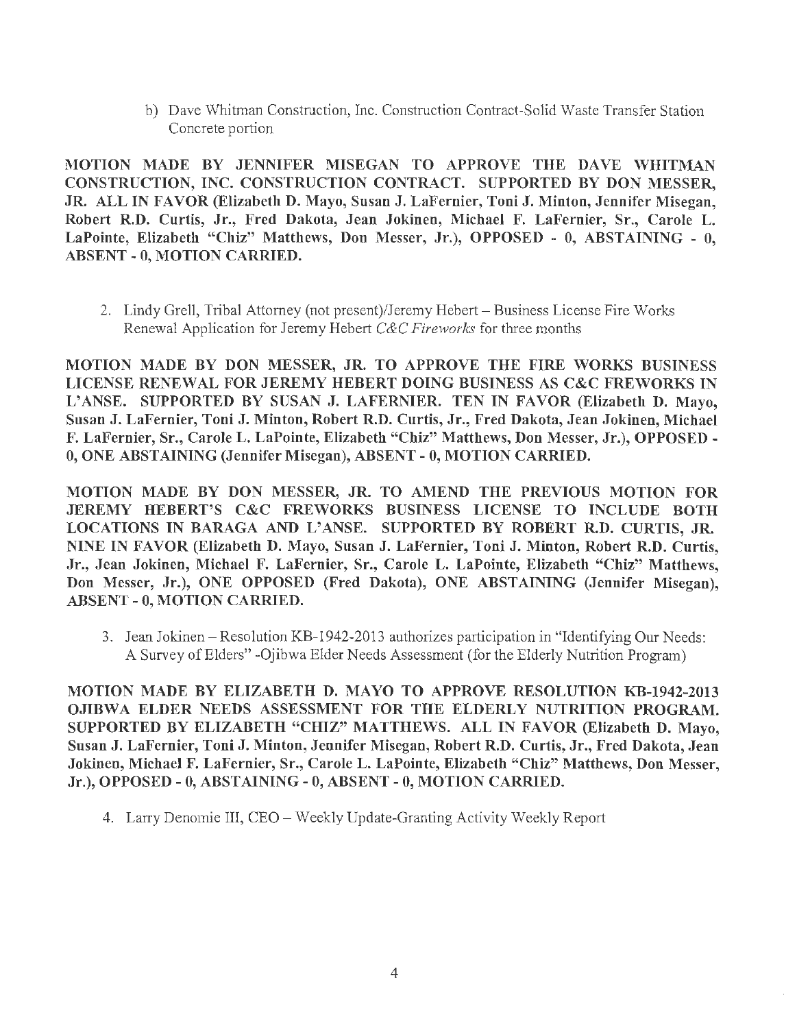b) Dave Whitman Construction, Inc. Construction Contract-Solid Waste Transfer Station Concrete portion

**MOTION MADE BY JENNIFER MISEGAN TO APPROVE THE DAVE WHITMAN CONSTRUCTION, INC. CONSTRUCTION CONTRACT. SUPPORTED BY DON MESSER, JR. ALL IN FAVOR (Elizabeth D. Mayo, Susan J. LaFernier, Toni J. Minton, Jennifer Misegan, Robert R.D. Curtis, Jr., Fred Dakota, Jean Jokinen, Michael F. LaFernier, Sr., Carole L. LaPointe, Elizabeth "Chiz" Matthews, Don Messer, Jr.), OPPOSED - 0, ABSTAINING - 0, ABSENT - 0, MOTION CARRIED.**

2. Lindy Grell, Tribal Attorney (not present)/Jeremy Hebert – Business License Fire Works Renewal Application for Jeremy Hebert *C&C Fireworks* for three months

**MOTION MADE BY DON MESSER, JR. TO APPROVE THE FIRE WORKS BUSINESS LICENSE RENEWAL FOR JEREMY HEBERT DOING BUSINESS AS C&C FREWORKS IN L'ANSE. SUPPORTED BY SUSAN J. LAFERNIER. TEN IN FAVOR (Elizabeth D. Mayo, Susan J. LaFernier, Toni J. Minton, Robert R.D. Curtis, Jr., Fred Dakota, Jean Jokinen, Michael F. LaFernier, Sr., Carole L. LaPointe, Elizabeth "Chiz" Matthews, Don Messer, Jr.), OPPOSED - 0, ONE ABSTAINING (Jennifer Misegan), ABSENT - 0, MOTION CARRIED.**

**MOTION MADE BY DON MESSER, JR. TO AMEND THE PREVIOUS MOTION FOR JEREMY HEBERT'S C&C FREWORKS BUSINESS LICENSE TO INCLUDE BOTH LOCATIONS IN BARAGA AND L'ANSE. SUPPORTED BY ROBERT R.D. CURTIS, JR. NINE IN FAVOR (Elizabeth D. Mayo, Susan J. LaFernier, Toni J. Minton, Robert R.D. Curtis, Jr., Jean Jokinen, Michael F. LaFernier, Sr., Carole L. LaPointe, Elizabeth "Chiz" Matthews, Don Messer, Jr.), ONE OPPOSED (Fred Dakota), ONE ABSTAINING (Jennifer Misegan), ABSENT - 0, MOTION CARRIED.**

3. Jean Jokinen – Resolution KB-1942-2013 authorizes participation in "Identifying Our Needs: A Survey of Elders" -Ojibwa Elder Needs Assessment (for the Elderly Nutrition Program)

**MOTION MADE BY ELIZABETH D. MAYO TO APPROVE RESOLUTION KB-1942-2013 OJIBWA ELDER NEEDS ASSESSMENT FOR THE ELDERLY NUTRITION PROGRAM. SUPPORTED BY ELIZABETH "CHIZ" MATTHEWS. ALL IN FAVOR (Elizabeth D. Mayo, Susan J. LaFernier, Toni J. Minton, Jennifer Misegan, Robert R.D. Curtis, Jr., Fred Dakota, Jean Jokinen, Michael F. LaFernier, Sr., Carole L. LaPointe, Elizabeth "Chiz" Matthews, Don Messer, Jr.), OPPOSED - 0, ABSTAINING - 0, ABSENT - 0, MOTION CARRIED.**

4. Larry Denomie III, CEO – Weekly Update-Granting Activity Weekly Report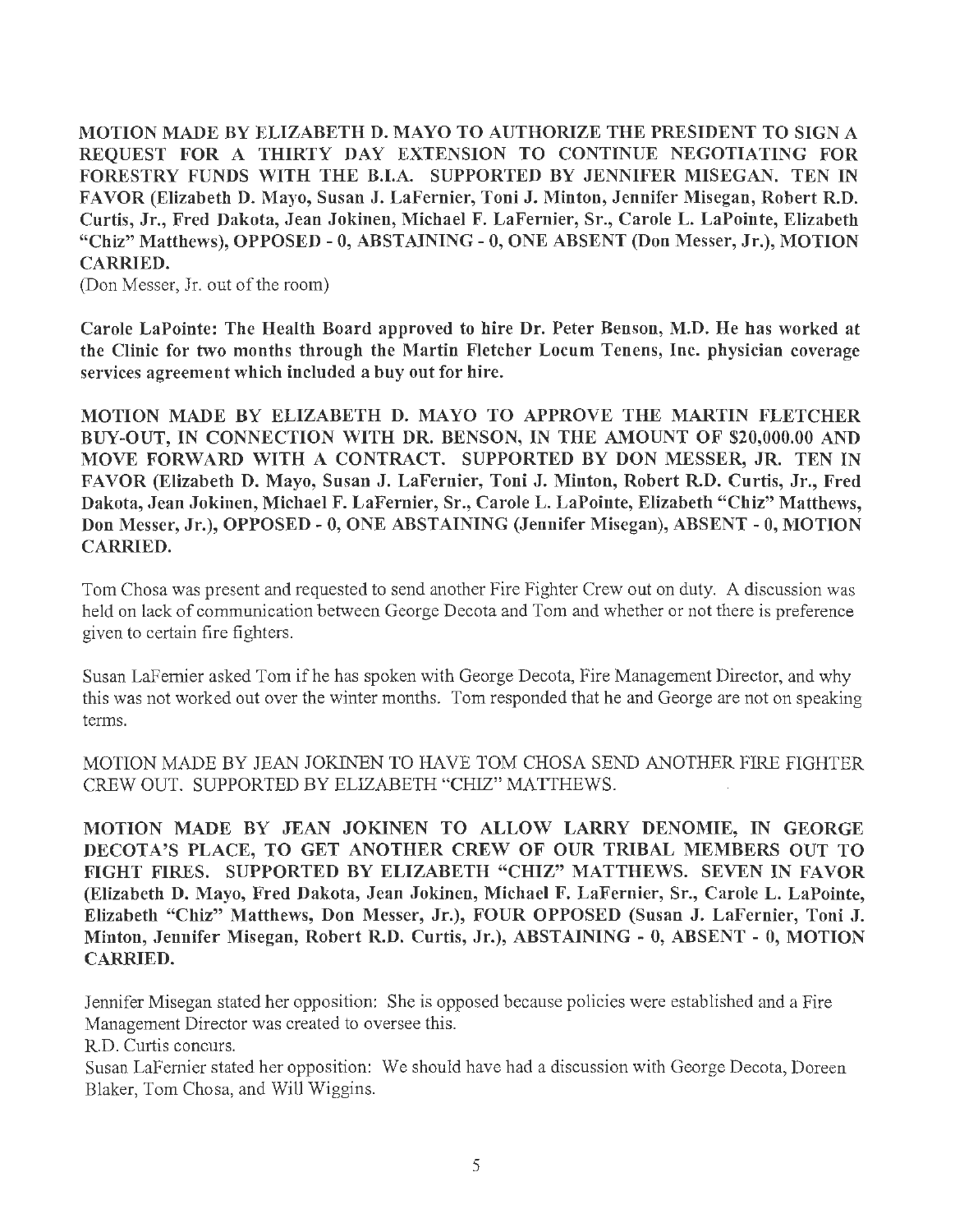**MOTION MADE BY ELIZABETH D. MAYO TO AUTHORIZE THE PRESIDENT TO SIGN A REQUEST FOR A THIRTY DAY EXTENSION TO CONTINUE NEGOTIATING FOR FORESTRY FUNDS WITH THE B.I.A. SUPPORTED BY JENNIFER MISEGAN. TEN IN FAVOR (Elizabeth D. Mayo, Susan J. LaFernier, Toni J. Minton, Jennifer Misegan, Robert R.D. Curtis, Jr., Fred Dakota, Jean Jokinen, Michael F. LaFernier, Sr., Carole L. LaPointe, Elizabeth "Chiz" Matthews), OPPOSED - 0, ABSTAINING - 0, ONE ABSENT (Don Messer, Jr.), MOTION CARRIED.**

(Don Messer, Jr. out of the room)

**Carole LaPointe: The Health Board approved to hire Dr. Peter Benson, M.D. He has worked at the Clinic for two months through the Martin Fletcher Locum Tenens, Inc. physician coverage services agreement which included a buy out for hire.**

**MOTION MADE BY ELIZABETH D. MAYO TO APPROVE THE MARTIN FLETCHER BUY-OUT, IN CONNECTION WITH DR. BENSON, IN THE AMOUNT OF $20,000.00 AND MOVE FORWARD WITH A CONTRACT. SUPPORTED BY DON MESSER, JR. TEN IN FAVOR (Elizabeth D. Mayo, Susan J. LaFernier, Toni J. Minton, Robert R.D. Curtis, Jr., Fred Dakota, Jean Jokinen, Michael F. LaFernier, Sr., Carole L. LaPointe, Elizabeth "Chiz" Matthews, Don Messer, Jr.), OPPOSED - 0, ONE ABSTAINING (Jennifer Misegan), ABSENT - 0, MOTION CARRIED.**

Tom Chosa was present and requested to send another Fire Fighter Crew out on duty. A discussion was held on lack of communication between George Decota and Tom and whether or not there is preference given to certain fire fighters.

Susan LaFernier asked Tom if he has spoken with George Decota, Fire Management Director, and why this was not worked out over the winter months. Tom responded that he and George are not on speaking terms.

MOTION MADE BY JEAN JOKINEN TO HAVE TOM CHOSA SEND ANOTHER FIRE FIGHTER CREW OUT. SUPPORTED BY ELIZABETH "CHIZ" MATTHEWS.

**MOTION MADE BY JEAN JOKINEN TO ALLOW LARRY DENOMIE, IN GEORGE DECOTA'S PLACE, TO GET ANOTHER CREW OF OUR TRIBAL MEMBERS OUT TO FIGHT FIRES. SUPPORTED BY ELIZABETH "CHIZ" MATTHEWS. SEVEN IN FAVOR (Elizabeth D. Mayo, Fred Dakota, Jean Jokinen, Michael F. LaFernier, Sr., Carole L. LaPointe, Elizabeth "Chiz" Matthews, Don Messer, Jr.), FOUR OPPOSED (Susan J. LaFernier, Toni J. Minton, Jennifer Misegan, Robert R.D. Curtis, Jr.), ABSTAINING - 0, ABSENT - 0, MOTION CARRIED.**

Jennifer Misegan stated her opposition: She is opposed because policies were established and a Fire Management Director was created to oversee this.

R.D. Curtis concurs.

Susan LaFernier stated her opposition: We should have had a discussion with George Decota, Doreen Blaker, Tom Chosa, and Will Wiggins.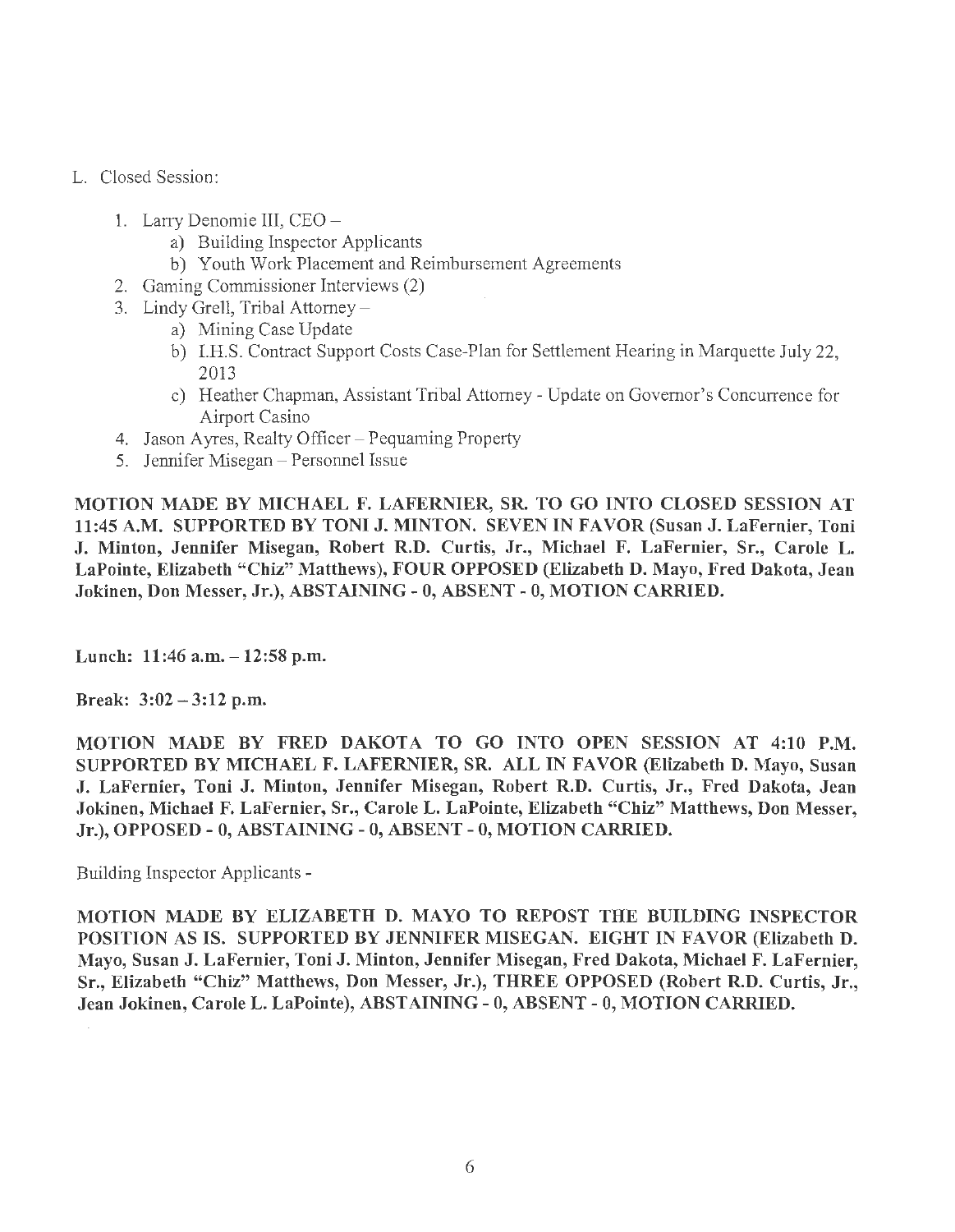L. Closed Session:

1. Larry Denomie III, CEO –
   a) Building Inspector Applicants
   b) Youth Work Placement and Reimbursement Agreements
2. Gaming Commissioner Interviews (2)
3. Lindy Grell, Tribal Attorney –
   a) Mining Case Update
   b) I.H.S. Contract Support Costs Case-Plan for Settlement Hearing in Marquette July 22, 2013
   c) Heather Chapman, Assistant Tribal Attorney - Update on Governor's Concurrence for Airport Casino
4. Jason Ayres, Realty Officer – Pequaming Property
5. Jennifer Misegan – Personnel Issue

**MOTION MADE BY MICHAEL F. LAFERNIER, SR. TO GO INTO CLOSED SESSION AT 11:45 A.M. SUPPORTED BY TONI J. MINTON. SEVEN IN FAVOR (Susan J. LaFernier, Toni J. Minton, Jennifer Misegan, Robert R.D. Curtis, Jr., Michael F. LaFernier, Sr., Carole L. LaPointe, Elizabeth "Chiz" Matthews), FOUR OPPOSED (Elizabeth D. Mayo, Fred Dakota, Jean Jokinen, Don Messer, Jr.), ABSTAINING - 0, ABSENT - 0, MOTION CARRIED.**

**Lunch: 11:46 a.m. – 12:58 p.m.**

**Break: 3:02 – 3:12 p.m.**

**MOTION MADE BY FRED DAKOTA TO GO INTO OPEN SESSION AT 4:10 P.M. SUPPORTED BY MICHAEL F. LAFERNIER, SR. ALL IN FAVOR (Elizabeth D. Mayo, Susan J. LaFernier, Toni J. Minton, Jennifer Misegan, Robert R.D. Curtis, Jr., Fred Dakota, Jean Jokinen, Michael F. LaFernier, Sr., Carole L. LaPointe, Elizabeth "Chiz" Matthews, Don Messer, Jr.), OPPOSED - 0, ABSTAINING - 0, ABSENT - 0, MOTION CARRIED.**

Building Inspector Applicants -

**MOTION MADE BY ELIZABETH D. MAYO TO REPOST THE BUILDING INSPECTOR POSITION AS IS. SUPPORTED BY JENNIFER MISEGAN. EIGHT IN FAVOR (Elizabeth D. Mayo, Susan J. LaFernier, Toni J. Minton, Jennifer Misegan, Fred Dakota, Michael F. LaFernier, Sr., Elizabeth "Chiz" Matthews, Don Messer, Jr.), THREE OPPOSED (Robert R.D. Curtis, Jr., Jean Jokinen, Carole L. LaPointe), ABSTAINING - 0, ABSENT - 0, MOTION CARRIED.**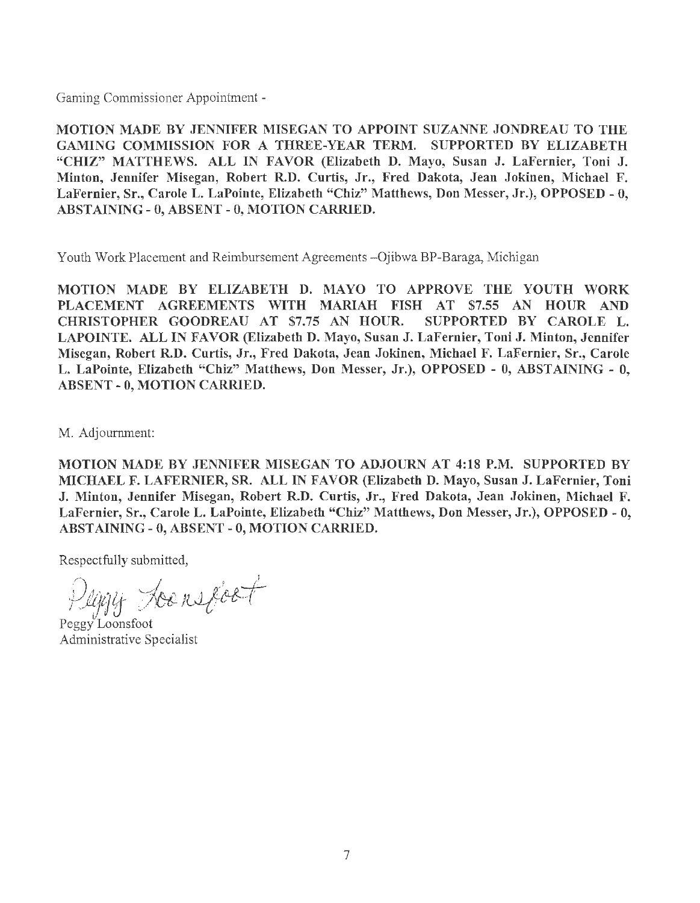Gaming Commissioner Appointment -

**MOTION MADE BY JENNIFER MISEGAN TO APPOINT SUZANNE JONDREAU TO THE GAMING COMMISSION FOR A THREE-YEAR TERM. SUPPORTED BY ELIZABETH "CHIZ" MATTHEWS. ALL IN FAVOR (Elizabeth D. Mayo, Susan J. LaFernier, Toni J. Minton, Jennifer Misegan, Robert R.D. Curtis, Jr., Fred Dakota, Jean Jokinen, Michael F. LaFernier, Sr., Carole L. LaPointe, Elizabeth "Chiz" Matthews, Don Messer, Jr.), OPPOSED - 0, ABSTAINING - 0, ABSENT - 0, MOTION CARRIED.**

Youth Work Placement and Reimbursement Agreements –Ojibwa BP-Baraga, Michigan

**MOTION MADE BY ELIZABETH D. MAYO TO APPROVE THE YOUTH WORK PLACEMENT AGREEMENTS WITH MARIAH FISH AT $7.55 AN HOUR AND CHRISTOPHER GOODREAU AT $7.75 AN HOUR. SUPPORTED BY CAROLE L. LAPOINTE. ALL IN FAVOR (Elizabeth D. Mayo, Susan J. LaFernier, Toni J. Minton, Jennifer Misegan, Robert R.D. Curtis, Jr., Fred Dakota, Jean Jokinen, Michael F. LaFernier, Sr., Carole L. LaPointe, Elizabeth "Chiz" Matthews, Don Messer, Jr.), OPPOSED - 0, ABSTAINING - 0, ABSENT - 0, MOTION CARRIED.**

M. Adjournment:

**MOTION MADE BY JENNIFER MISEGAN TO ADJOURN AT 4:18 P.M. SUPPORTED BY MICHAEL F. LAFERNIER, SR. ALL IN FAVOR (Elizabeth D. Mayo, Susan J. LaFernier, Toni J. Minton, Jennifer Misegan, Robert R.D. Curtis, Jr., Fred Dakota, Jean Jokinen, Michael F. LaFernier, Sr., Carole L. LaPointe, Elizabeth "Chiz" Matthews, Don Messer, Jr.), OPPOSED - 0, ABSTAINING - 0, ABSENT - 0, MOTION CARRIED.**

Respectfully submitted,

Peggy Loonsfoot

Peggy Loonsfoot
Administrative Specialist